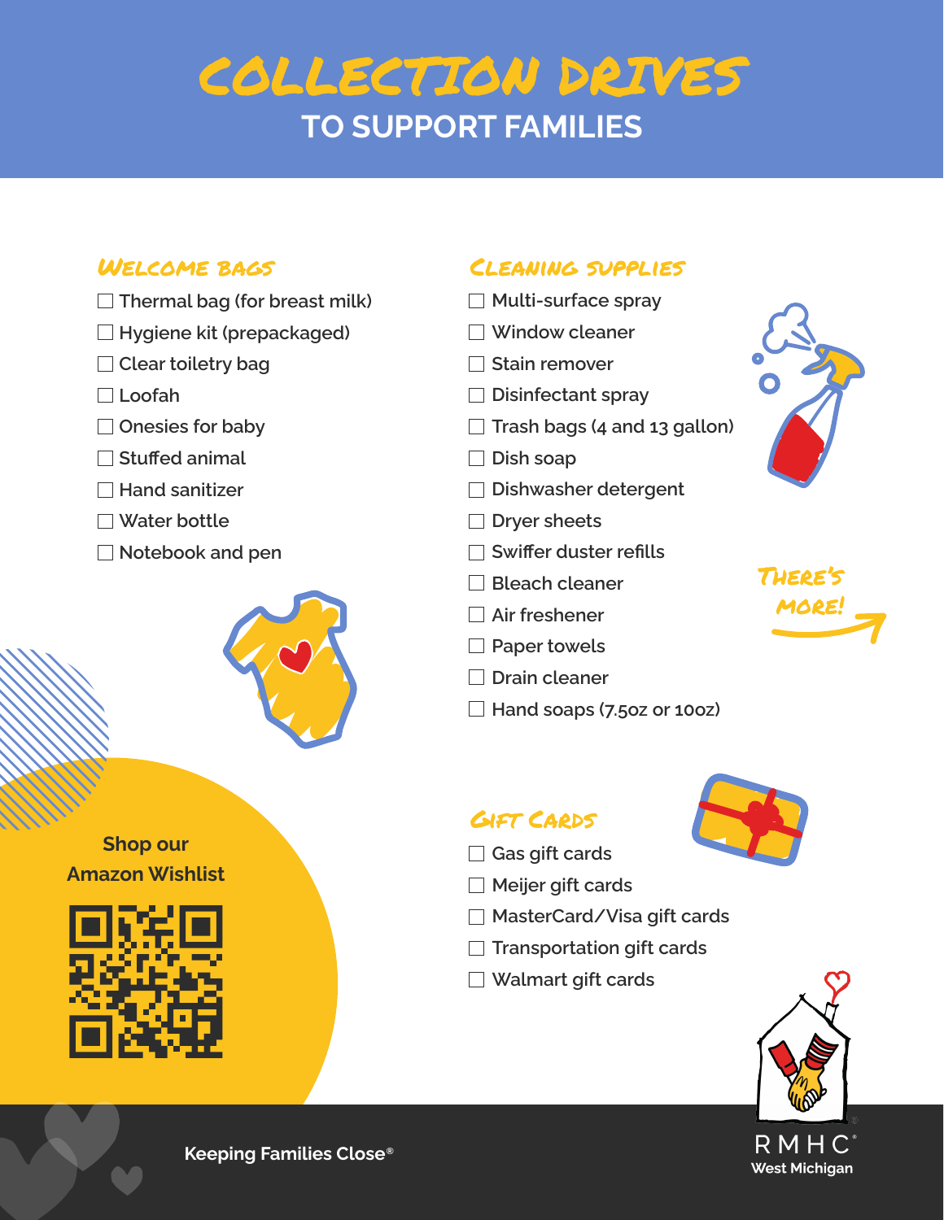# COLLECTION DRIVES

## TO SUPPORT FAMILIES

### Welcome Bags

- ☐ Thermal bag (for breast milk)
- ☐ Hygiene kit (prepackaged)
- ☐ Clear toiletry bag
- ☐ Loofah
- ☐ Onesies for baby
- ☐ Stuffed animal
- ☐ Hand sanitizer
- ☐ Water bottle
- ☐ Notebook and pen

### Cleaning Supplies

- ☐ Multi-surface spray
- ☐ Window cleaner
- ☐ Stain remover
- ☐ Disinfectant spray
- ☐ Trash bags (4 and 13 gallon)
- ☐ Dish soap
- ☐ Dishwasher detergent
- ☐ Dryer sheets
- ☐ Swiffer duster refills
- ☐ Bleach cleaner
- ☐ Air freshener
- ☐ Paper towels
- ☐ Drain cleaner
- ☐ Hand soaps (7.5oz or 10oz)

There's more!

### Gift Cards

- ☐ Gas gift cards
- ☐ Meijer gift cards
- ☐ MasterCard/Visa gift cards
- ☐ Transportation gift cards
- ☐ Walmart gift cards

**Shop our Amazon Wishlist**

**Keeping Families Close®**

RMHC® West Michigan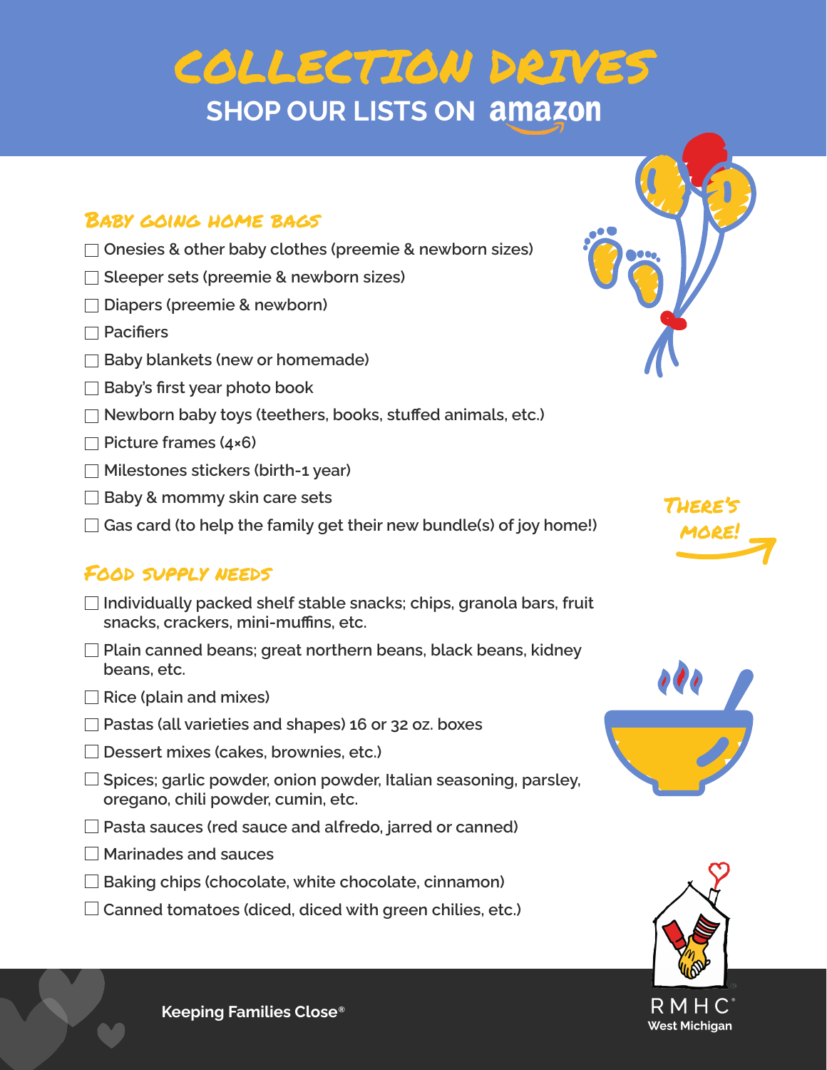# COLLECTION DRIVES

## SHOP OUR LISTS ON amazon

### Baby going home bags

- ☐ Onesies & other baby clothes (preemie & newborn sizes)
- ☐ Sleeper sets (preemie & newborn sizes)
- ☐ Diapers (preemie & newborn)
- ☐ Pacifiers
- ☐ Baby blankets (new or homemade)
- ☐ Baby's first year photo book
- ☐ Newborn baby toys (teethers, books, stuffed animals, etc.)
- ☐ Picture frames (4×6)
- ☐ Milestones stickers (birth-1 year)
- ☐ Baby & mommy skin care sets
- ☐ Gas card (to help the family get their new bundle(s) of joy home!)

There's more!

### Food supply needs

- ☐ Individually packed shelf stable snacks; chips, granola bars, fruit snacks, crackers, mini-muffins, etc.
- ☐ Plain canned beans; great northern beans, black beans, kidney beans, etc.
- ☐ Rice (plain and mixes)
- ☐ Pastas (all varieties and shapes) 16 or 32 oz. boxes
- ☐ Dessert mixes (cakes, brownies, etc.)
- ☐ Spices; garlic powder, onion powder, Italian seasoning, parsley, oregano, chili powder, cumin, etc.
- ☐ Pasta sauces (red sauce and alfredo, jarred or canned)
- ☐ Marinades and sauces
- ☐ Baking chips (chocolate, white chocolate, cinnamon)
- ☐ Canned tomatoes (diced, diced with green chilies, etc.)

Keeping Families Close®

RMHC® West Michigan